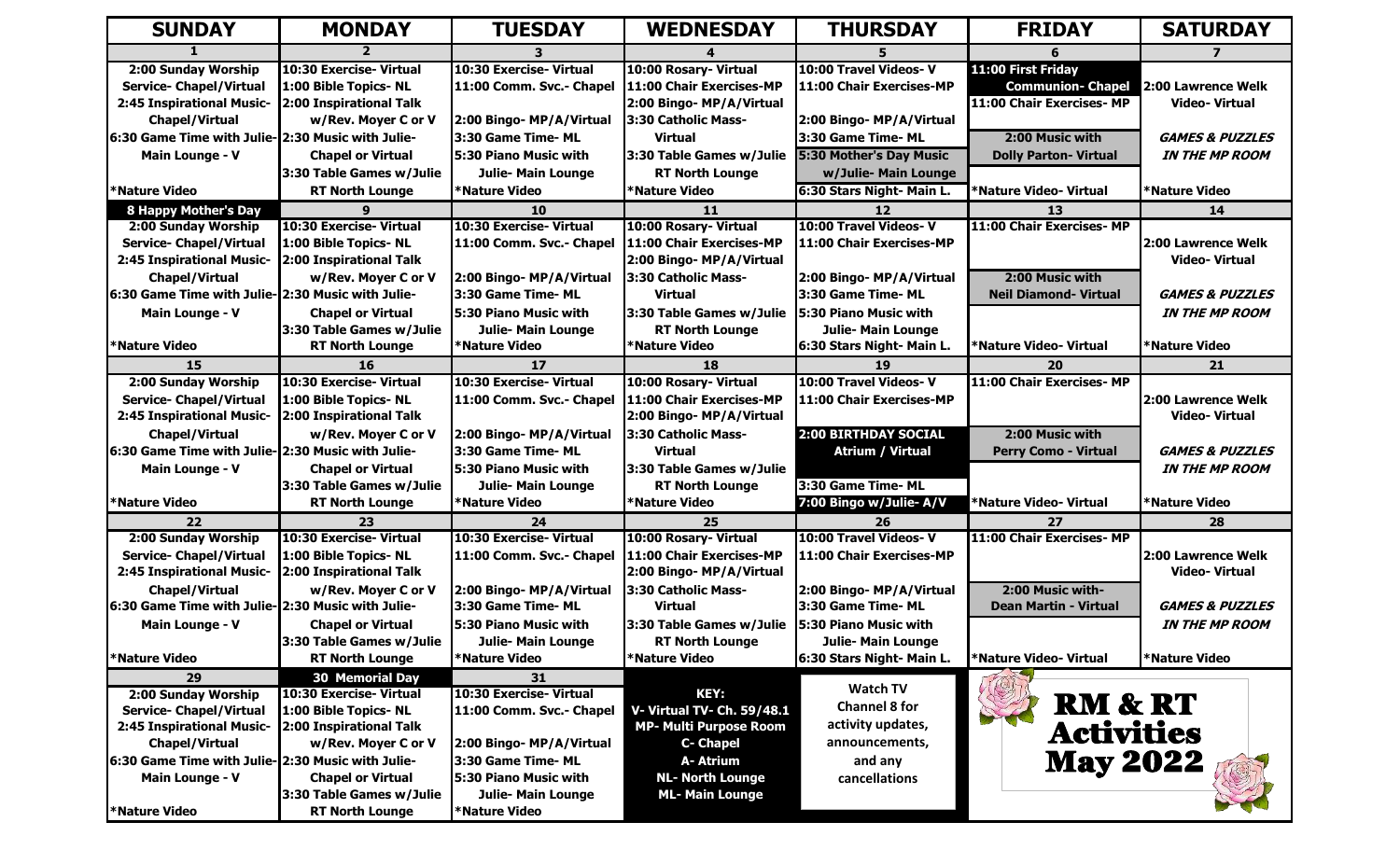# RM & RT Activities May 2022

| SUNDAY | MONDAY | TUESDAY | WEDNESDAY | THURSDAY | FRIDAY | SATURDAY |
|---|---|---|---|---|---|---|
| **1** | **2** | **3** | **4** | **5** | **6** | **7** |
| 2:00 Sunday Worship Service- Chapel/Virtual<br>2:45 Inspirational Music- Chapel/Virtual<br>6:30 Game Time with Julie- Main Lounge - V<br>*Nature Video | 10:30 Exercise- Virtual<br>1:00 Bible Topics- NL<br>2:00 Inspirational Talk w/Rev. Moyer C or V<br>2:30 Music with Julie- Chapel or Virtual<br>3:30 Table Games w/Julie RT North Lounge | 10:30 Exercise- Virtual<br>11:00 Comm. Svc.- Chapel<br>2:00 Bingo- MP/A/Virtual<br>3:30 Game Time- ML<br>5:30 Piano Music with Julie- Main Lounge<br>*Nature Video | 10:00 Rosary- Virtual<br>11:00 Chair Exercises-MP<br>2:00 Bingo- MP/A/Virtual<br>3:30 Catholic Mass- Virtual<br>3:30 Table Games w/Julie RT North Lounge<br>*Nature Video | 10:00 Travel Videos- V<br>11:00 Chair Exercises-MP<br>2:00 Bingo- MP/A/Virtual<br>3:30 Game Time- ML<br>5:30 Mother's Day Music w/Julie- Main Lounge<br>6:30 Stars Night- Main L. | 11:00 First Friday Communion- Chapel<br>11:00 Chair Exercises- MP<br>2:00 Music with Dolly Parton- Virtual<br>*Nature Video- Virtual | 2:00 Lawrence Welk Video- Virtual<br>*GAMES & PUZZLES IN THE MP ROOM*<br>*Nature Video |
| **8 Happy Mother's Day** | **9** | **10** | **11** | **12** | **13** | **14** |
| 2:00 Sunday Worship Service- Chapel/Virtual<br>2:45 Inspirational Music- Chapel/Virtual<br>6:30 Game Time with Julie- Main Lounge - V<br>*Nature Video | 10:30 Exercise- Virtual<br>1:00 Bible Topics- NL<br>2:00 Inspirational Talk w/Rev. Moyer C or V<br>2:30 Music with Julie- Chapel or Virtual<br>3:30 Table Games w/Julie RT North Lounge | 10:30 Exercise- Virtual<br>11:00 Comm. Svc.- Chapel<br>2:00 Bingo- MP/A/Virtual<br>3:30 Game Time- ML<br>5:30 Piano Music with Julie- Main Lounge<br>*Nature Video | 10:00 Rosary- Virtual<br>11:00 Chair Exercises-MP<br>2:00 Bingo- MP/A/Virtual<br>3:30 Catholic Mass- Virtual<br>3:30 Table Games w/Julie RT North Lounge<br>*Nature Video | 10:00 Travel Videos- V<br>11:00 Chair Exercises-MP<br>2:00 Bingo- MP/A/Virtual<br>3:30 Game Time- ML<br>5:30 Piano Music with Julie- Main Lounge<br>6:30 Stars Night- Main L. | 11:00 Chair Exercises- MP<br>2:00 Music with Neil Diamond- Virtual<br>*Nature Video- Virtual | 2:00 Lawrence Welk Video- Virtual<br>*GAMES & PUZZLES IN THE MP ROOM*<br>*Nature Video |
| **15** | **16** | **17** | **18** | **19** | **20** | **21** |
| 2:00 Sunday Worship Service- Chapel/Virtual<br>2:45 Inspirational Music- Chapel/Virtual<br>6:30 Game Time with Julie- Main Lounge - V<br>*Nature Video | 10:30 Exercise- Virtual<br>1:00 Bible Topics- NL<br>2:00 Inspirational Talk w/Rev. Moyer C or V<br>2:30 Music with Julie- Chapel or Virtual<br>3:30 Table Games w/Julie RT North Lounge | 10:30 Exercise- Virtual<br>11:00 Comm. Svc.- Chapel<br>2:00 Bingo- MP/A/Virtual<br>3:30 Game Time- ML<br>5:30 Piano Music with Julie- Main Lounge<br>*Nature Video | 10:00 Rosary- Virtual<br>11:00 Chair Exercises-MP<br>2:00 Bingo- MP/A/Virtual<br>3:30 Catholic Mass- Virtual<br>3:30 Table Games w/Julie RT North Lounge<br>*Nature Video | 10:00 Travel Videos- V<br>11:00 Chair Exercises-MP<br>2:00 BIRTHDAY SOCIAL Atrium / Virtual<br>3:30 Game Time- ML<br>7:00 Bingo w/Julie- A/V | 11:00 Chair Exercises- MP<br>2:00 Music with Perry Como - Virtual<br>*Nature Video- Virtual | 2:00 Lawrence Welk Video- Virtual<br>*GAMES & PUZZLES IN THE MP ROOM*<br>*Nature Video |
| **22** | **23** | **24** | **25** | **26** | **27** | **28** |
| 2:00 Sunday Worship Service- Chapel/Virtual<br>2:45 Inspirational Music- Chapel/Virtual<br>6:30 Game Time with Julie- Main Lounge - V<br>*Nature Video | 10:30 Exercise- Virtual<br>1:00 Bible Topics- NL<br>2:00 Inspirational Talk w/Rev. Moyer C or V<br>2:30 Music with Julie- Chapel or Virtual<br>3:30 Table Games w/Julie RT North Lounge | 10:30 Exercise- Virtual<br>11:00 Comm. Svc.- Chapel<br>2:00 Bingo- MP/A/Virtual<br>3:30 Game Time- ML<br>5:30 Piano Music with Julie- Main Lounge<br>*Nature Video | 10:00 Rosary- Virtual<br>11:00 Chair Exercises-MP<br>2:00 Bingo- MP/A/Virtual<br>3:30 Catholic Mass- Virtual<br>3:30 Table Games w/Julie RT North Lounge<br>*Nature Video | 10:00 Travel Videos- V<br>11:00 Chair Exercises-MP<br>2:00 Bingo- MP/A/Virtual<br>3:30 Game Time- ML<br>5:30 Piano Music with Julie- Main Lounge<br>6:30 Stars Night- Main L. | 11:00 Chair Exercises- MP<br>2:00 Music with- Dean Martin - Virtual<br>*Nature Video- Virtual | 2:00 Lawrence Welk Video- Virtual<br>*GAMES & PUZZLES IN THE MP ROOM*<br>*Nature Video |
| **29** | **30 Memorial Day** | **31** | | | | |
| 2:00 Sunday Worship Service- Chapel/Virtual<br>2:45 Inspirational Music- Chapel/Virtual<br>6:30 Game Time with Julie- Main Lounge - V<br>*Nature Video | 10:30 Exercise- Virtual<br>1:00 Bible Topics- NL<br>2:00 Inspirational Talk w/Rev. Moyer C or V<br>2:30 Music with Julie- Chapel or Virtual<br>3:30 Table Games w/Julie RT North Lounge | 10:30 Exercise- Virtual<br>11:00 Comm. Svc.- Chapel<br>2:00 Bingo- MP/A/Virtual<br>3:30 Game Time- ML<br>5:30 Piano Music with Julie- Main Lounge<br>*Nature Video | **KEY:**<br>V- Virtual TV- Ch. 59/48.1<br>MP- Multi Purpose Room<br>C- Chapel<br>A- Atrium<br>NL- North Lounge<br>ML- Main Lounge | Watch TV Channel 8 for activity updates, announcements, and any cancellations | **RM & RT Activities May 2022** | |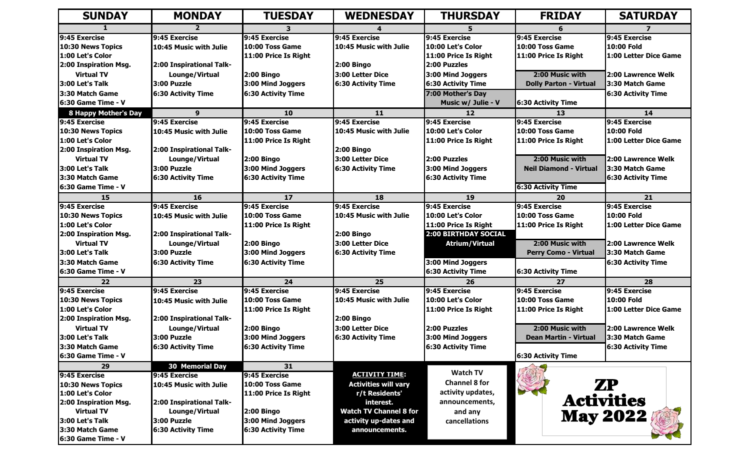# ZP Activities May 2022

| SUNDAY | MONDAY | TUESDAY | WEDNESDAY | THURSDAY | FRIDAY | SATURDAY |
|---|---|---|---|---|---|---|
| **1** | **2** | **3** | **4** | **5** | **6** | **7** |
| 9:45 Exercise<br>10:30 News Topics<br>1:00 Let's Color<br>2:00 Inspiration Msg. Virtual TV<br>3:00 Let's Talk<br>3:30 Match Game<br>6:30 Game Time - V | 9:45 Exercise<br>10:45 Music with Julie<br>2:00 Inspirational Talk- Lounge/Virtual<br>3:00 Puzzle<br>6:30 Activity Time | 9:45 Exercise<br>10:00 Toss Game<br>11:00 Price Is Right<br>2:00 Bingo<br>3:00 Mind Joggers<br>6:30 Activity Time | 9:45 Exercise<br>10:45 Music with Julie<br>2:00 Bingo<br>3:00 Letter Dice<br>6:30 Activity Time | 9:45 Exercise<br>10:00 Let's Color<br>11:00 Price Is Right<br>2:00 Puzzles<br>3:00 Mind Joggers<br>6:30 Activity Time<br>7:00 Mother's Day Music w/ Julie - V | 9:45 Exercise<br>10:00 Toss Game<br>11:00 Price Is Right<br>2:00 Music with Dolly Parton - Virtual<br>6:30 Activity Time | 9:45 Exercise<br>10:00 Fold<br>1:00 Letter Dice Game<br>2:00 Lawrence Welk<br>3:30 Match Game<br>6:30 Activity Time |
| **8 Happy Mother's Day** | **9** | **10** | **11** | **12** | **13** | **14** |
| 9:45 Exercise<br>10:30 News Topics<br>1:00 Let's Color<br>2:00 Inspiration Msg. Virtual TV<br>3:00 Let's Talk<br>3:30 Match Game<br>6:30 Game Time - V | 9:45 Exercise<br>10:45 Music with Julie<br>2:00 Inspirational Talk- Lounge/Virtual<br>3:00 Puzzle<br>6:30 Activity Time | 9:45 Exercise<br>10:00 Toss Game<br>11:00 Price Is Right<br>2:00 Bingo<br>3:00 Mind Joggers<br>6:30 Activity Time | 9:45 Exercise<br>10:45 Music with Julie<br>2:00 Bingo<br>3:00 Letter Dice<br>6:30 Activity Time | 9:45 Exercise<br>10:00 Let's Color<br>11:00 Price Is Right<br>2:00 Puzzles<br>3:00 Mind Joggers<br>6:30 Activity Time | 9:45 Exercise<br>10:00 Toss Game<br>11:00 Price Is Right<br>2:00 Music with Neil Diamond - Virtual<br>6:30 Activity Time | 9:45 Exercise<br>10:00 Fold<br>1:00 Letter Dice Game<br>2:00 Lawrence Welk<br>3:30 Match Game<br>6:30 Activity Time |
| **15** | **16** | **17** | **18** | **19** | **20** | **21** |
| 9:45 Exercise<br>10:30 News Topics<br>1:00 Let's Color<br>2:00 Inspiration Msg. Virtual TV<br>3:00 Let's Talk<br>3:30 Match Game<br>6:30 Game Time - V | 9:45 Exercise<br>10:45 Music with Julie<br>2:00 Inspirational Talk- Lounge/Virtual<br>3:00 Puzzle<br>6:30 Activity Time | 9:45 Exercise<br>10:00 Toss Game<br>11:00 Price Is Right<br>2:00 Bingo<br>3:00 Mind Joggers<br>6:30 Activity Time | 9:45 Exercise<br>10:45 Music with Julie<br>2:00 Bingo<br>3:00 Letter Dice<br>6:30 Activity Time | 9:45 Exercise<br>10:00 Let's Color<br>11:00 Price Is Right<br>2:00 BIRTHDAY SOCIAL Atrium/Virtual<br>3:00 Mind Joggers<br>6:30 Activity Time | 9:45 Exercise<br>10:00 Toss Game<br>11:00 Price Is Right<br>2:00 Music with Perry Como - Virtual<br>6:30 Activity Time | 9:45 Exercise<br>10:00 Fold<br>1:00 Letter Dice Game<br>2:00 Lawrence Welk<br>3:30 Match Game<br>6:30 Activity Time |
| **22** | **23** | **24** | **25** | **26** | **27** | **28** |
| 9:45 Exercise<br>10:30 News Topics<br>1:00 Let's Color<br>2:00 Inspiration Msg. Virtual TV<br>3:00 Let's Talk<br>3:30 Match Game<br>6:30 Game Time - V | 9:45 Exercise<br>10:45 Music with Julie<br>2:00 Inspirational Talk- Lounge/Virtual<br>3:00 Puzzle<br>6:30 Activity Time | 9:45 Exercise<br>10:00 Toss Game<br>11:00 Price Is Right<br>2:00 Bingo<br>3:00 Mind Joggers<br>6:30 Activity Time | 9:45 Exercise<br>10:45 Music with Julie<br>2:00 Bingo<br>3:00 Letter Dice<br>6:30 Activity Time | 9:45 Exercise<br>10:00 Let's Color<br>11:00 Price Is Right<br>2:00 Puzzles<br>3:00 Mind Joggers<br>6:30 Activity Time | 9:45 Exercise<br>10:00 Toss Game<br>11:00 Price Is Right<br>2:00 Music with Dean Martin - Virtual<br>6:30 Activity Time | 9:45 Exercise<br>10:00 Fold<br>1:00 Letter Dice Game<br>2:00 Lawrence Welk<br>3:30 Match Game<br>6:30 Activity Time |
| **29** | **30 Memorial Day** | **31** | | | | |
| 9:45 Exercise<br>10:30 News Topics<br>1:00 Let's Color<br>2:00 Inspiration Msg. Virtual TV<br>3:00 Let's Talk<br>3:30 Match Game<br>6:30 Game Time - V | 9:45 Exercise<br>10:45 Music with Julie<br>2:00 Inspirational Talk- Lounge/Virtual<br>3:00 Puzzle<br>6:30 Activity Time | 9:45 Exercise<br>10:00 Toss Game<br>11:00 Price Is Right<br>2:00 Bingo<br>3:00 Mind Joggers<br>6:30 Activity Time | **ACTIVITY TIME:** Activities will vary r/t Residents' interest. Watch TV Channel 8 for activity up-dates and announcements. | Watch TV Channel 8 for activity updates, announcements, and any cancellations | | |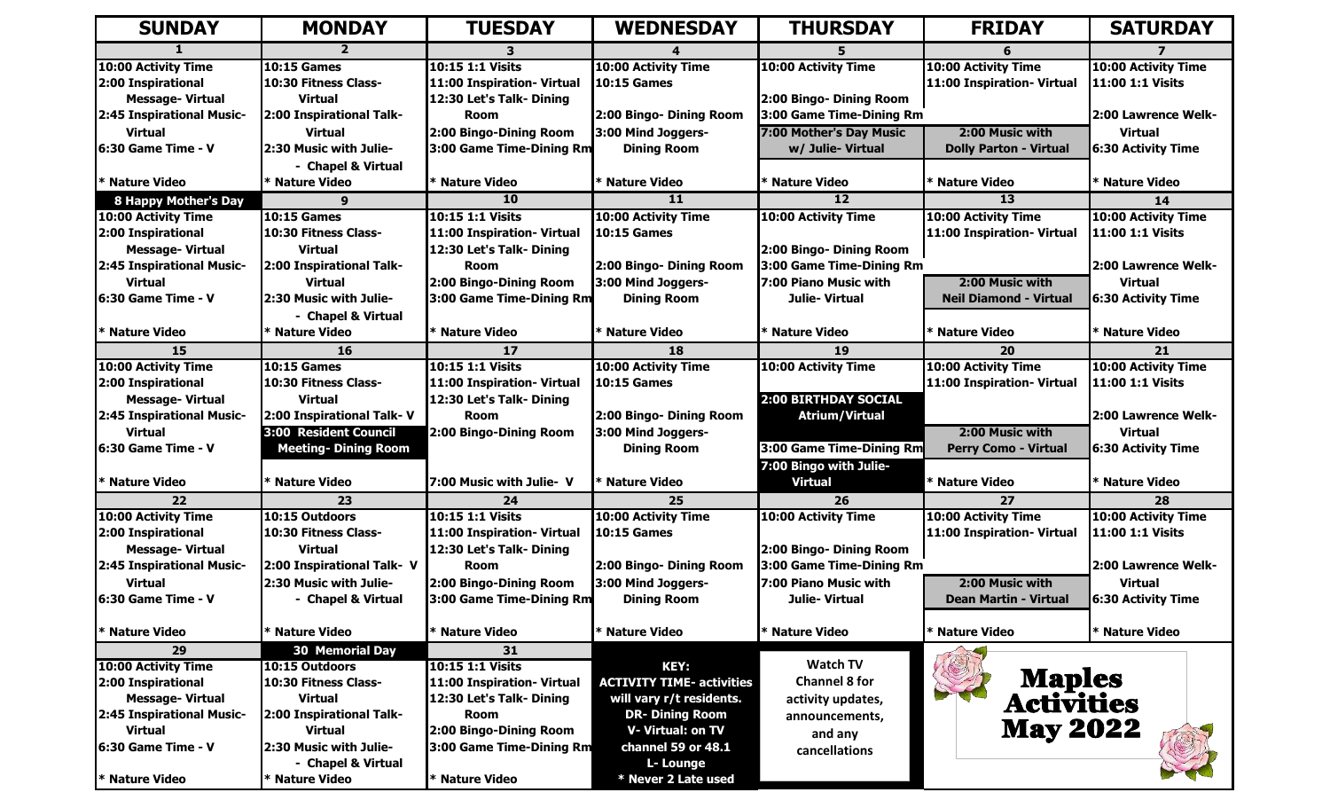# Maples Activities May 2022

| SUNDAY | MONDAY | TUESDAY | WEDNESDAY | THURSDAY | FRIDAY | SATURDAY |
|---|---|---|---|---|---|---|
| **1** | **2** | **3** | **4** | **5** | **6** | **7** |
| 10:00 Activity Time<br>2:00 Inspirational Message- Virtual<br>2:45 Inspirational Music- Virtual<br>6:30 Game Time - V<br>* Nature Video | 10:15 Games<br>10:30 Fitness Class- Virtual<br>2:00 Inspirational Talk- Virtual<br>2:30 Music with Julie- - Chapel & Virtual<br>* Nature Video | 10:15 1:1 Visits<br>11:00 Inspiration- Virtual<br>12:30 Let's Talk- Dining Room<br>2:00 Bingo-Dining Room<br>3:00 Game Time-Dining Rm<br>* Nature Video | 10:00 Activity Time<br>10:15 Games<br>2:00 Bingo- Dining Room<br>3:00 Mind Joggers- Dining Room<br>* Nature Video | 10:00 Activity Time<br>2:00 Bingo- Dining Room<br>3:00 Game Time-Dining Rm<br>7:00 Mother's Day Music w/ Julie- Virtual<br>* Nature Video | 10:00 Activity Time<br>11:00 Inspiration- Virtual<br>2:00 Music with Dolly Parton - Virtual<br>* Nature Video | 10:00 Activity Time<br>11:00 1:1 Visits<br>2:00 Lawrence Welk- Virtual<br>6:30 Activity Time<br>* Nature Video |
| **8 Happy Mother's Day** | **9** | **10** | **11** | **12** | **13** | **14** |
| 10:00 Activity Time<br>2:00 Inspirational Message- Virtual<br>2:45 Inspirational Music- Virtual<br>6:30 Game Time - V<br>* Nature Video | 10:15 Games<br>10:30 Fitness Class- Virtual<br>2:00 Inspirational Talk- Virtual<br>2:30 Music with Julie- - Chapel & Virtual<br>* Nature Video | 10:15 1:1 Visits<br>11:00 Inspiration- Virtual<br>12:30 Let's Talk- Dining Room<br>2:00 Bingo-Dining Room<br>3:00 Game Time-Dining Rm<br>* Nature Video | 10:00 Activity Time<br>10:15 Games<br>2:00 Bingo- Dining Room<br>3:00 Mind Joggers- Dining Room<br>* Nature Video | 10:00 Activity Time<br>2:00 Bingo- Dining Room<br>3:00 Game Time-Dining Rm<br>7:00 Piano Music with Julie- Virtual<br>* Nature Video | 10:00 Activity Time<br>11:00 Inspiration- Virtual<br>2:00 Music with Neil Diamond - Virtual<br>* Nature Video | 10:00 Activity Time<br>11:00 1:1 Visits<br>2:00 Lawrence Welk- Virtual<br>6:30 Activity Time<br>* Nature Video |
| **15** | **16** | **17** | **18** | **19** | **20** | **21** |
| 10:00 Activity Time<br>2:00 Inspirational Message- Virtual<br>2:45 Inspirational Music- Virtual<br>6:30 Game Time - V<br>* Nature Video | 10:15 Games<br>10:30 Fitness Class- Virtual<br>2:00 Inspirational Talk- V<br>3:00 Resident Council Meeting- Dining Room<br>* Nature Video | 10:15 1:1 Visits<br>11:00 Inspiration- Virtual<br>12:30 Let's Talk- Dining Room<br>2:00 Bingo-Dining Room<br>7:00 Music with Julie- V | 10:00 Activity Time<br>10:15 Games<br>2:00 Bingo- Dining Room<br>3:00 Mind Joggers- Dining Room<br>* Nature Video | 10:00 Activity Time<br>2:00 BIRTHDAY SOCIAL Atrium/Virtual<br>3:00 Game Time-Dining Rm<br>7:00 Bingo with Julie- Virtual | 10:00 Activity Time<br>11:00 Inspiration- Virtual<br>2:00 Music with Perry Como - Virtual<br>* Nature Video | 10:00 Activity Time<br>11:00 1:1 Visits<br>2:00 Lawrence Welk- Virtual<br>6:30 Activity Time<br>* Nature Video |
| **22** | **23** | **24** | **25** | **26** | **27** | **28** |
| 10:00 Activity Time<br>2:00 Inspirational Message- Virtual<br>2:45 Inspirational Music- Virtual<br>6:30 Game Time - V<br>* Nature Video | 10:15 Outdoors<br>10:30 Fitness Class- Virtual<br>2:00 Inspirational Talk- V<br>2:30 Music with Julie- - Chapel & Virtual<br>* Nature Video | 10:15 1:1 Visits<br>11:00 Inspiration- Virtual<br>12:30 Let's Talk- Dining Room<br>2:00 Bingo-Dining Room<br>3:00 Game Time-Dining Rm<br>* Nature Video | 10:00 Activity Time<br>10:15 Games<br>2:00 Bingo- Dining Room<br>3:00 Mind Joggers- Dining Room<br>* Nature Video | 10:00 Activity Time<br>2:00 Bingo- Dining Room<br>3:00 Game Time-Dining Rm<br>7:00 Piano Music with Julie- Virtual<br>* Nature Video | 10:00 Activity Time<br>11:00 Inspiration- Virtual<br>2:00 Music with Dean Martin - Virtual<br>* Nature Video | 10:00 Activity Time<br>11:00 1:1 Visits<br>2:00 Lawrence Welk- Virtual<br>6:30 Activity Time<br>* Nature Video |
| **29** | **30 Memorial Day** | **31** | | | | |
| 10:00 Activity Time<br>2:00 Inspirational Message- Virtual<br>2:45 Inspirational Music- Virtual<br>6:30 Game Time - V<br>* Nature Video | 10:15 Outdoors<br>10:30 Fitness Class- Virtual<br>2:00 Inspirational Talk- Virtual<br>2:30 Music with Julie- - Chapel & Virtual<br>* Nature Video | 10:15 1:1 Visits<br>11:00 Inspiration- Virtual<br>12:30 Let's Talk- Dining Room<br>2:00 Bingo-Dining Room<br>3:00 Game Time-Dining Rm<br>* Nature Video | KEY:<br>ACTIVITY TIME- activities will vary r/t residents.<br>DR- Dining Room<br>V- Virtual: on TV channel 59 or 48.1<br>L- Lounge<br>* Never 2 Late used | Watch TV Channel 8 for activity updates, announcements, and any cancellations | | |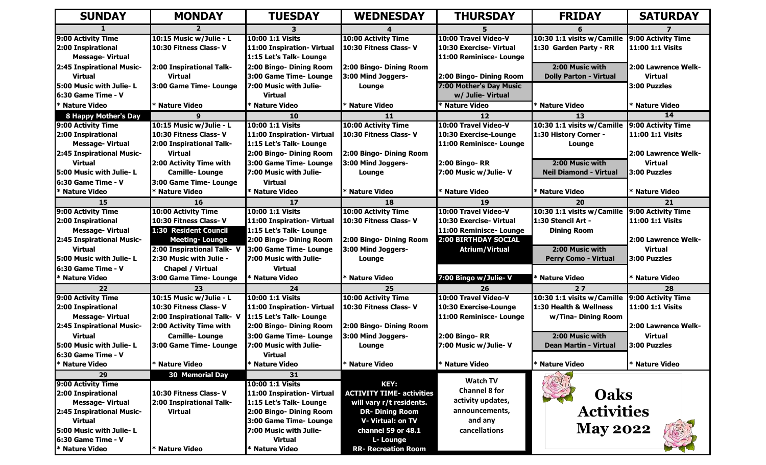# Oaks Activities May 2022

| SUNDAY | MONDAY | TUESDAY | WEDNESDAY | THURSDAY | FRIDAY | SATURDAY |
|---|---|---|---|---|---|---|
| **1** | **2** | **3** | **4** | **5** | **6** | **7** |
| 9:00 Activity Time<br>2:00 Inspirational Message- Virtual<br>2:45 Inspirational Music- Virtual<br>5:00 Music with Julie- L<br>6:30 Game Time - V<br>* Nature Video | 10:15 Music w/Julie - L<br>10:30 Fitness Class- V<br>2:00 Inspirational Talk- Virtual<br>3:00 Game Time- Lounge<br>* Nature Video | 10:00 1:1 Visits<br>11:00 Inspiration- Virtual<br>1:15 Let's Talk- Lounge<br>2:00 Bingo- Dining Room<br>3:00 Game Time- Lounge<br>7:00 Music with Julie- Virtual<br>* Nature Video | 10:00 Activity Time<br>10:30 Fitness Class- V<br>2:00 Bingo- Dining Room<br>3:00 Mind Joggers- Lounge<br>* Nature Video | 10:00 Travel Video-V<br>10:30 Exercise- Virtual<br>11:00 Reminisce- Lounge<br>2:00 Bingo- Dining Room<br>7:00 Mother's Day Music w/ Julie- Virtual<br>* Nature Video | 10:30 1:1 visits w/Camille<br>1:30 Garden Party - RR<br>2:00 Music with Dolly Parton - Virtual<br>* Nature Video | 9:00 Activity Time<br>11:00 1:1 Visits<br>2:00 Lawrence Welk- Virtual<br>3:00 Puzzles<br>* Nature Video |
| **8 Happy Mother's Day** | **9** | **10** | **11** | **12** | **13** | **14** |
| 9:00 Activity Time<br>2:00 Inspirational Message- Virtual<br>2:45 Inspirational Music- Virtual<br>5:00 Music with Julie- L<br>6:30 Game Time - V<br>* Nature Video | 10:15 Music w/Julie - L<br>10:30 Fitness Class- V<br>2:00 Inspirational Talk- Virtual<br>2:00 Activity Time with Camille- Lounge<br>3:00 Game Time- Lounge<br>* Nature Video | 10:00 1:1 Visits<br>11:00 Inspiration- Virtual<br>1:15 Let's Talk- Lounge<br>2:00 Bingo- Dining Room<br>3:00 Game Time- Lounge<br>7:00 Music with Julie- Virtual<br>* Nature Video | 10:00 Activity Time<br>10:30 Fitness Class- V<br>2:00 Bingo- Dining Room<br>3:00 Mind Joggers- Lounge<br>* Nature Video | 10:00 Travel Video-V<br>10:30 Exercise-Lounge<br>11:00 Reminisce- Lounge<br>2:00 Bingo- RR<br>7:00 Music w/Julie- V<br>* Nature Video | 10:30 1:1 visits w/Camille<br>1:30 History Corner - Lounge<br>2:00 Music with Neil Diamond - Virtual<br>* Nature Video | 9:00 Activity Time<br>11:00 1:1 Visits<br>2:00 Lawrence Welk- Virtual<br>3:00 Puzzles<br>* Nature Video |
| **15** | **16** | **17** | **18** | **19** | **20** | **21** |
| 9:00 Activity Time<br>2:00 Inspirational Message- Virtual<br>2:45 Inspirational Music- Virtual<br>5:00 Music with Julie- L<br>6:30 Game Time - V<br>* Nature Video | 10:00 Activity Time<br>10:30 Fitness Class- V<br>1:30 Resident Council Meeting- Lounge<br>2:00 Inspirational Talk- V<br>2:30 Music with Julie - Chapel / Virtual<br>3:00 Game Time- Lounge | 10:00 1:1 Visits<br>11:00 Inspiration- Virtual<br>1:15 Let's Talk- Lounge<br>2:00 Bingo- Dining Room<br>3:00 Game Time- Lounge<br>7:00 Music with Julie- Virtual<br>* Nature Video | 10:00 Activity Time<br>10:30 Fitness Class- V<br>2:00 Bingo- Dining Room<br>3:00 Mind Joggers- Lounge<br>* Nature Video | 10:00 Travel Video-V<br>10:30 Exercise- Virtual<br>11:00 Reminisce- Lounge<br>2:00 BIRTHDAY SOCIAL Atrium/Virtual<br>7:00 Bingo w/Julie- V | 10:30 1:1 visits w/Camille<br>1:30 Stencil Art - Dining Room<br>2:00 Music with Perry Como - Virtual<br>* Nature Video | 9:00 Activity Time<br>11:00 1:1 Visits<br>2:00 Lawrence Welk- Virtual<br>3:00 Puzzles<br>* Nature Video |
| **22** | **23** | **24** | **25** | **26** | **27** | **28** |
| 9:00 Activity Time<br>2:00 Inspirational Message- Virtual<br>2:45 Inspirational Music- Virtual<br>5:00 Music with Julie- L<br>6:30 Game Time - V<br>* Nature Video | 10:15 Music w/Julie - L<br>10:30 Fitness Class- V<br>2:00 Inspirational Talk- V<br>2:00 Activity Time with Camille- Lounge<br>3:00 Game Time- Lounge<br>* Nature Video | 10:00 1:1 Visits<br>11:00 Inspiration- Virtual<br>1:15 Let's Talk- Lounge<br>2:00 Bingo- Dining Room<br>3:00 Game Time- Lounge<br>7:00 Music with Julie- Virtual<br>* Nature Video | 10:00 Activity Time<br>10:30 Fitness Class- V<br>2:00 Bingo- Dining Room<br>3:00 Mind Joggers- Lounge<br>* Nature Video | 10:00 Travel Video-V<br>10:30 Exercise-Lounge<br>11:00 Reminisce- Lounge<br>2:00 Bingo- RR<br>7:00 Music w/Julie- V<br>* Nature Video | 10:30 1:1 visits w/Camille<br>1:30 Health & Wellness w/Tina- Dining Room<br>2:00 Music with Dean Martin - Virtual<br>* Nature Video | 9:00 Activity Time<br>11:00 1:1 Visits<br>2:00 Lawrence Welk- Virtual<br>3:00 Puzzles<br>* Nature Video |
| **29** | **30 Memorial Day** | **31** | | | | |
| 9:00 Activity Time<br>2:00 Inspirational Message- Virtual<br>2:45 Inspirational Music- Virtual<br>5:00 Music with Julie- L<br>6:30 Game Time - V<br>* Nature Video | 10:30 Fitness Class- V<br>2:00 Inspirational Talk- Virtual<br>* Nature Video | 10:00 1:1 Visits<br>11:00 Inspiration- Virtual<br>1:15 Let's Talk- Lounge<br>2:00 Bingo- Dining Room<br>3:00 Game Time- Lounge<br>7:00 Music with Julie- Virtual<br>* Nature Video | KEY:<br>ACTIVITY TIME- activities will vary r/t residents.<br>DR- Dining Room<br>V- Virtual: on TV channel 59 or 48.1<br>L- Lounge<br>RR- Recreation Room | Watch TV Channel 8 for activity updates, announcements, and any cancellations | Oaks Activities May 2022 | |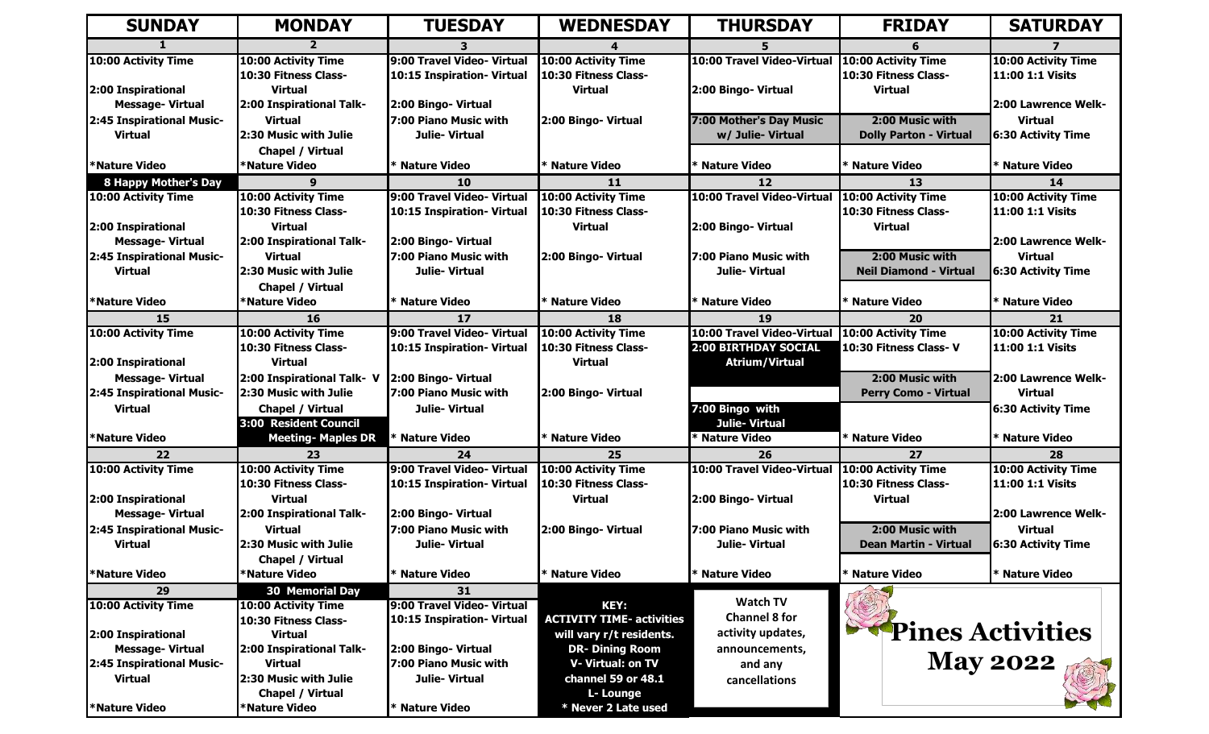# Pines Activities

## May 2022

| SUNDAY | MONDAY | TUESDAY | WEDNESDAY | THURSDAY | FRIDAY | SATURDAY |
|---|---|---|---|---|---|---|
| **1** | **2** | **3** | **4** | **5** | **6** | **7** |
| 10:00 Activity Time<br>2:00 Inspirational Message- Virtual<br>2:45 Inspirational Music- Virtual<br>*Nature Video | 10:00 Activity Time<br>10:30 Fitness Class- Virtual<br>2:00 Inspirational Talk- Virtual<br>2:30 Music with Julie Chapel / Virtual<br>*Nature Video | 9:00 Travel Video- Virtual<br>10:15 Inspiration- Virtual<br>2:00 Bingo- Virtual<br>7:00 Piano Music with Julie- Virtual<br>* Nature Video | 10:00 Activity Time<br>10:30 Fitness Class- Virtual<br>2:00 Bingo- Virtual<br>* Nature Video | 10:00 Travel Video-Virtual<br>2:00 Bingo- Virtual<br>7:00 Mother's Day Music w/ Julie- Virtual<br>* Nature Video | 10:00 Activity Time<br>10:30 Fitness Class- Virtual<br>2:00 Music with Dolly Parton - Virtual<br>* Nature Video | 10:00 Activity Time<br>11:00 1:1 Visits<br>2:00 Lawrence Welk- Virtual<br>6:30 Activity Time<br>* Nature Video |
| **8 Happy Mother's Day** | **9** | **10** | **11** | **12** | **13** | **14** |
| 10:00 Activity Time<br>2:00 Inspirational Message- Virtual<br>2:45 Inspirational Music- Virtual<br>*Nature Video | 10:00 Activity Time<br>10:30 Fitness Class- Virtual<br>2:00 Inspirational Talk- Virtual<br>2:30 Music with Julie Chapel / Virtual<br>*Nature Video | 9:00 Travel Video- Virtual<br>10:15 Inspiration- Virtual<br>2:00 Bingo- Virtual<br>7:00 Piano Music with Julie- Virtual<br>* Nature Video | 10:00 Activity Time<br>10:30 Fitness Class- Virtual<br>2:00 Bingo- Virtual<br>* Nature Video | 10:00 Travel Video-Virtual<br>2:00 Bingo- Virtual<br>7:00 Piano Music with Julie- Virtual<br>* Nature Video | 10:00 Activity Time<br>10:30 Fitness Class- Virtual<br>2:00 Music with Neil Diamond - Virtual<br>* Nature Video | 10:00 Activity Time<br>11:00 1:1 Visits<br>2:00 Lawrence Welk- Virtual<br>6:30 Activity Time<br>* Nature Video |
| **15** | **16** | **17** | **18** | **19** | **20** | **21** |
| 10:00 Activity Time<br>2:00 Inspirational Message- Virtual<br>2:45 Inspirational Music- Virtual<br>*Nature Video | 10:00 Activity Time<br>10:30 Fitness Class- Virtual<br>2:00 Inspirational Talk- V<br>2:30 Music with Julie Chapel / Virtual<br>3:00 Resident Council Meeting- Maples DR | 9:00 Travel Video- Virtual<br>10:15 Inspiration- Virtual<br>2:00 Bingo- Virtual<br>7:00 Piano Music with Julie- Virtual<br>* Nature Video | 10:00 Activity Time<br>10:30 Fitness Class- Virtual<br>2:00 Bingo- Virtual<br>* Nature Video | 10:00 Travel Video-Virtual<br>2:00 BIRTHDAY SOCIAL Atrium/Virtual<br>7:00 Bingo with Julie- Virtual<br>* Nature Video | 10:00 Activity Time<br>10:30 Fitness Class- V<br>2:00 Music with Perry Como - Virtual<br>* Nature Video | 10:00 Activity Time<br>11:00 1:1 Visits<br>2:00 Lawrence Welk- Virtual<br>6:30 Activity Time<br>* Nature Video |
| **22** | **23** | **24** | **25** | **26** | **27** | **28** |
| 10:00 Activity Time<br>2:00 Inspirational Message- Virtual<br>2:45 Inspirational Music- Virtual<br>*Nature Video | 10:00 Activity Time<br>10:30 Fitness Class- Virtual<br>2:00 Inspirational Talk- Virtual<br>2:30 Music with Julie Chapel / Virtual<br>*Nature Video | 9:00 Travel Video- Virtual<br>10:15 Inspiration- Virtual<br>2:00 Bingo- Virtual<br>7:00 Piano Music with Julie- Virtual<br>* Nature Video | 10:00 Activity Time<br>10:30 Fitness Class- Virtual<br>2:00 Bingo- Virtual<br>* Nature Video | 10:00 Travel Video-Virtual<br>2:00 Bingo- Virtual<br>7:00 Piano Music with Julie- Virtual<br>* Nature Video | 10:00 Activity Time<br>10:30 Fitness Class- Virtual<br>2:00 Music with Dean Martin - Virtual<br>* Nature Video | 10:00 Activity Time<br>11:00 1:1 Visits<br>2:00 Lawrence Welk- Virtual<br>6:30 Activity Time<br>* Nature Video |
| **29** | **30 Memorial Day** | **31** | | | | |
| 10:00 Activity Time<br>2:00 Inspirational Message- Virtual<br>2:45 Inspirational Music- Virtual<br>*Nature Video | 10:00 Activity Time<br>10:30 Fitness Class- Virtual<br>2:00 Inspirational Talk- Virtual<br>2:30 Music with Julie Chapel / Virtual<br>*Nature Video | 9:00 Travel Video- Virtual<br>10:15 Inspiration- Virtual<br>2:00 Bingo- Virtual<br>7:00 Piano Music with Julie- Virtual<br>* Nature Video | KEY:<br>ACTIVITY TIME- activities will vary r/t residents.<br>DR- Dining Room<br>V- Virtual: on TV channel 59 or 48.1<br>L- Lounge<br>* Never 2 Late used | Watch TV Channel 8 for activity updates, announcements, and any cancellations | | |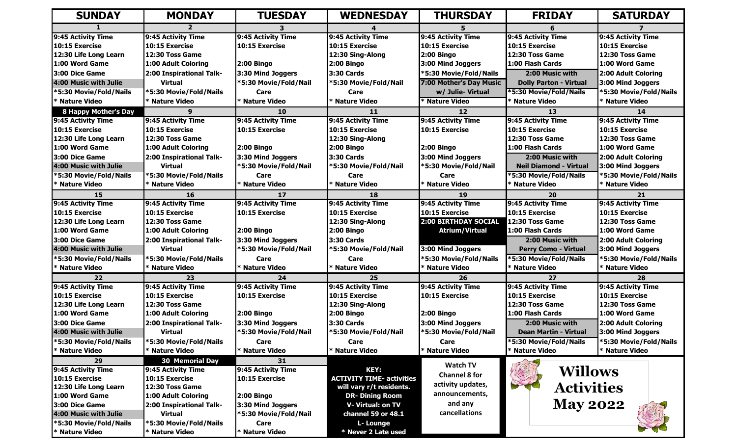# Willows Activities May 2022

| SUNDAY | MONDAY | TUESDAY | WEDNESDAY | THURSDAY | FRIDAY | SATURDAY |
|---|---|---|---|---|---|---|
| **1** | **2** | **3** | **4** | **5** | **6** | **7** |
| 9:45 Activity Time<br>10:15 Exercise<br>12:30 Life Long Learn<br>1:00 Word Game<br>3:00 Dice Game<br>4:00 Music with Julie<br>*5:30 Movie/Fold/Nails<br>* Nature Video | 9:45 Activity Time<br>10:15 Exercise<br>12:30 Toss Game<br>1:00 Adult Coloring<br>2:00 Inspirational Talk- Virtual<br>*5:30 Movie/Fold/Nails<br>* Nature Video | 9:45 Activity Time<br>10:15 Exercise<br>2:00 Bingo<br>3:30 Mind Joggers<br>*5:30 Movie/Fold/Nail Care<br>* Nature Video | 9:45 Activity Time<br>10:15 Exercise<br>12:30 Sing-Along<br>2:00 Bingo<br>3:30 Cards<br>*5:30 Movie/Fold/Nail Care<br>* Nature Video | 9:45 Activity Time<br>10:15 Exercise<br>2:00 Bingo<br>3:00 Mind Joggers<br>*5:30 Movie/Fold/Nails<br>7:00 Mother's Day Music w/ Julie- Virtual<br>* Nature Video | 9:45 Activity Time<br>10:15 Exercise<br>12:30 Toss Game<br>1:00 Flash Cards<br>2:00 Music with Dolly Parton - Virtual<br>*5:30 Movie/Fold/Nails<br>* Nature Video | 9:45 Activity Time<br>10:15 Exercise<br>12:30 Toss Game<br>1:00 Word Game<br>2:00 Adult Coloring<br>3:00 Mind Joggers<br>*5:30 Movie/Fold/Nails<br>* Nature Video |
| **8 Happy Mother's Day** | **9** | **10** | **11** | **12** | **13** | **14** |
| 9:45 Activity Time<br>10:15 Exercise<br>12:30 Life Long Learn<br>1:00 Word Game<br>3:00 Dice Game<br>4:00 Music with Julie<br>*5:30 Movie/Fold/Nails<br>* Nature Video | 9:45 Activity Time<br>10:15 Exercise<br>12:30 Toss Game<br>1:00 Adult Coloring<br>2:00 Inspirational Talk- Virtual<br>*5:30 Movie/Fold/Nails<br>* Nature Video | 9:45 Activity Time<br>10:15 Exercise<br>2:00 Bingo<br>3:30 Mind Joggers<br>*5:30 Movie/Fold/Nail Care<br>* Nature Video | 9:45 Activity Time<br>10:15 Exercise<br>12:30 Sing-Along<br>2:00 Bingo<br>3:30 Cards<br>*5:30 Movie/Fold/Nail Care<br>* Nature Video | 9:45 Activity Time<br>10:15 Exercise<br>2:00 Bingo<br>3:00 Mind Joggers<br>*5:30 Movie/Fold/Nail Care<br>* Nature Video | 9:45 Activity Time<br>10:15 Exercise<br>12:30 Toss Game<br>1:00 Flash Cards<br>2:00 Music with Neil Diamond - Virtual<br>*5:30 Movie/Fold/Nails<br>* Nature Video | 9:45 Activity Time<br>10:15 Exercise<br>12:30 Toss Game<br>1:00 Word Game<br>2:00 Adult Coloring<br>3:00 Mind Joggers<br>*5:30 Movie/Fold/Nails<br>* Nature Video |
| **15** | **16** | **17** | **18** | **19** | **20** | **21** |
| 9:45 Activity Time<br>10:15 Exercise<br>12:30 Life Long Learn<br>1:00 Word Game<br>3:00 Dice Game<br>4:00 Music with Julie<br>*5:30 Movie/Fold/Nails<br>* Nature Video | 9:45 Activity Time<br>10:15 Exercise<br>12:30 Toss Game<br>1:00 Adult Coloring<br>2:00 Inspirational Talk- Virtual<br>*5:30 Movie/Fold/Nails<br>* Nature Video | 9:45 Activity Time<br>10:15 Exercise<br>2:00 Bingo<br>3:30 Mind Joggers<br>*5:30 Movie/Fold/Nail Care<br>* Nature Video | 9:45 Activity Time<br>10:15 Exercise<br>12:30 Sing-Along<br>2:00 Bingo<br>3:30 Cards<br>*5:30 Movie/Fold/Nail Care<br>* Nature Video | 9:45 Activity Time<br>10:15 Exercise<br>2:00 BIRTHDAY SOCIAL Atrium/Virtual<br>3:00 Mind Joggers<br>*5:30 Movie/Fold/Nails<br>* Nature Video | 9:45 Activity Time<br>10:15 Exercise<br>12:30 Toss Game<br>1:00 Flash Cards<br>2:00 Music with Perry Como - Virtual<br>*5:30 Movie/Fold/Nails<br>* Nature Video | 9:45 Activity Time<br>10:15 Exercise<br>12:30 Toss Game<br>1:00 Word Game<br>2:00 Adult Coloring<br>3:00 Mind Joggers<br>*5:30 Movie/Fold/Nails<br>* Nature Video |
| **22** | **23** | **24** | **25** | **26** | **27** | **28** |
| 9:45 Activity Time<br>10:15 Exercise<br>12:30 Life Long Learn<br>1:00 Word Game<br>3:00 Dice Game<br>4:00 Music with Julie<br>*5:30 Movie/Fold/Nails<br>* Nature Video | 9:45 Activity Time<br>10:15 Exercise<br>12:30 Toss Game<br>1:00 Adult Coloring<br>2:00 Inspirational Talk- Virtual<br>*5:30 Movie/Fold/Nails<br>* Nature Video | 9:45 Activity Time<br>10:15 Exercise<br>2:00 Bingo<br>3:30 Mind Joggers<br>*5:30 Movie/Fold/Nail Care<br>* Nature Video | 9:45 Activity Time<br>10:15 Exercise<br>12:30 Sing-Along<br>2:00 Bingo<br>3:30 Cards<br>*5:30 Movie/Fold/Nail Care<br>* Nature Video | 9:45 Activity Time<br>10:15 Exercise<br>2:00 Bingo<br>3:00 Mind Joggers<br>*5:30 Movie/Fold/Nail Care<br>* Nature Video | 9:45 Activity Time<br>10:15 Exercise<br>12:30 Toss Game<br>1:00 Flash Cards<br>2:00 Music with Dean Martin - Virtual<br>*5:30 Movie/Fold/Nails<br>* Nature Video | 9:45 Activity Time<br>10:15 Exercise<br>12:30 Toss Game<br>1:00 Word Game<br>2:00 Adult Coloring<br>3:00 Mind Joggers<br>*5:30 Movie/Fold/Nails<br>* Nature Video |
| **29** | **30 Memorial Day** | **31** | | | | |
| 9:45 Activity Time<br>10:15 Exercise<br>12:30 Life Long Learn<br>1:00 Word Game<br>3:00 Dice Game<br>4:00 Music with Julie<br>*5:30 Movie/Fold/Nails<br>* Nature Video | 9:45 Activity Time<br>10:15 Exercise<br>12:30 Toss Game<br>1:00 Adult Coloring<br>2:00 Inspirational Talk- Virtual<br>*5:30 Movie/Fold/Nails<br>* Nature Video | 9:45 Activity Time<br>10:15 Exercise<br>2:00 Bingo<br>3:30 Mind Joggers<br>*5:30 Movie/Fold/Nail Care<br>* Nature Video | **KEY:**<br>ACTIVITY TIME- activities will vary r/t residents.<br>DR- Dining Room<br>V- Virtual: on TV channel 59 or 48.1<br>L- Lounge<br>* Never 2 Late used | Watch TV Channel 8 for activity updates, announcements, and any cancellations | | |